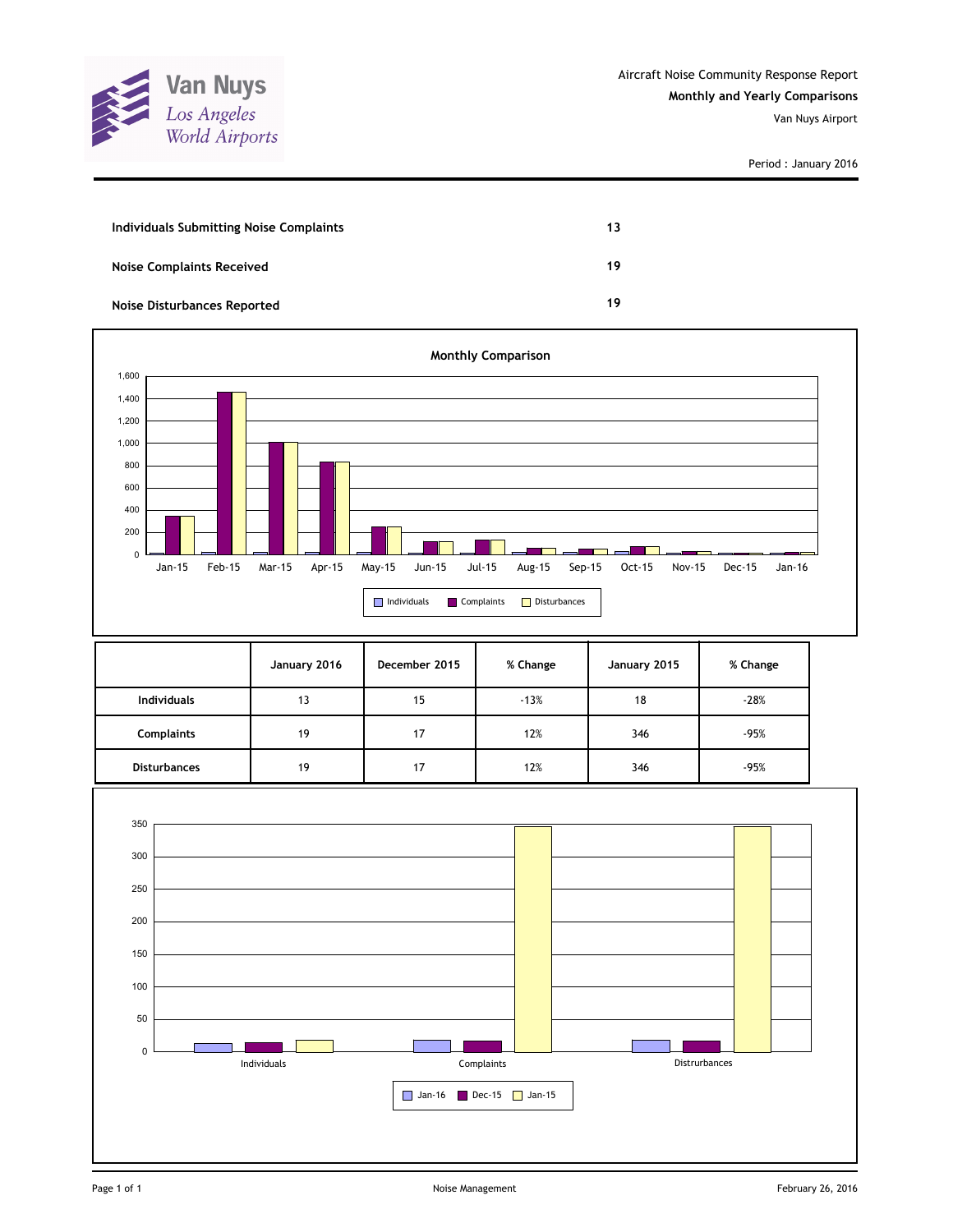Van Nuys
Los Angeles World Airports

Aircraft Noise Community Response Report

**Monthly and Yearly Comparisons**

Van Nuys Airport

Period : January 2016

| | |
|---|---|
| **Individuals Submitting Noise Complaints** | **13** |
| **Noise Complaints Received** | **19** |
| **Noise Disturbances Reported** | **19** |

**Monthly Comparison**

1,600
1,400
1,200
1,000
800
600
400
200
0

Jan-15 Feb-15 Mar-15 Apr-15 May-15 Jun-15 Jul-15 Aug-15 Sep-15 Oct-15 Nov-15 Dec-15 Jan-16

Individuals Complaints Disturbances

| | January 2016 | December 2015 | % Change | January 2015 | % Change |
|---|---|---|---|---|---|
| **Individuals** | 13 | 15 | -13% | 18 | -28% |
| **Complaints** | 19 | 17 | 12% | 346 | -95% |
| **Disturbances** | 19 | 17 | 12% | 346 | -95% |

350
300
250
200
150
100
50
0

Individuals Complaints Distrurbances

Jan-16 Dec-15 Jan-15

Noise Management

February 26, 2016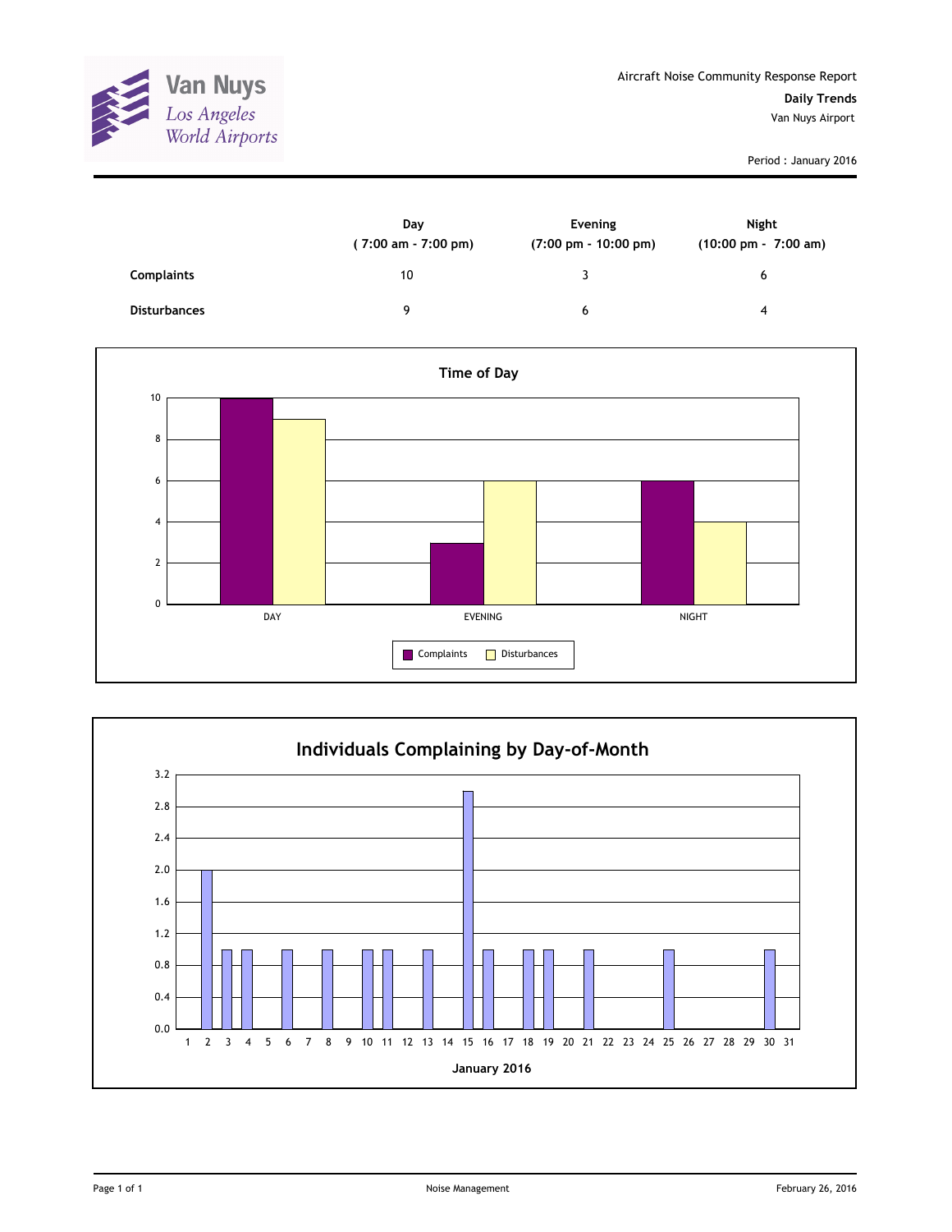Van Nuys
Los Angeles World Airports

Aircraft Noise Community Response Report

**Daily Trends**

Van Nuys Airport

Period : January 2016

| | Day ( 7:00 am - 7:00 pm) | Evening (7:00 pm - 10:00 pm) | Night (10:00 pm - 7:00 am) |
|---|---|---|---|
| **Complaints** | 10 | 3 | 6 |
| **Disturbances** | 9 | 6 | 4 |

**Time of Day**

10
8
6
4
2
0

DAY
EVENING
NIGHT

Complaints
Disturbances

**Individuals Complaining by Day-of-Month**

3.2
2.8
2.4
2.0
1.6
1.2
0.8
0.4
0.0

1 2 3 4 5 6 7 8 9 10 11 12 13 14 15 16 17 18 19 20 21 22 23 24 25 26 27 28 29 30 31

**January 2016**

Noise Management

February 26, 2016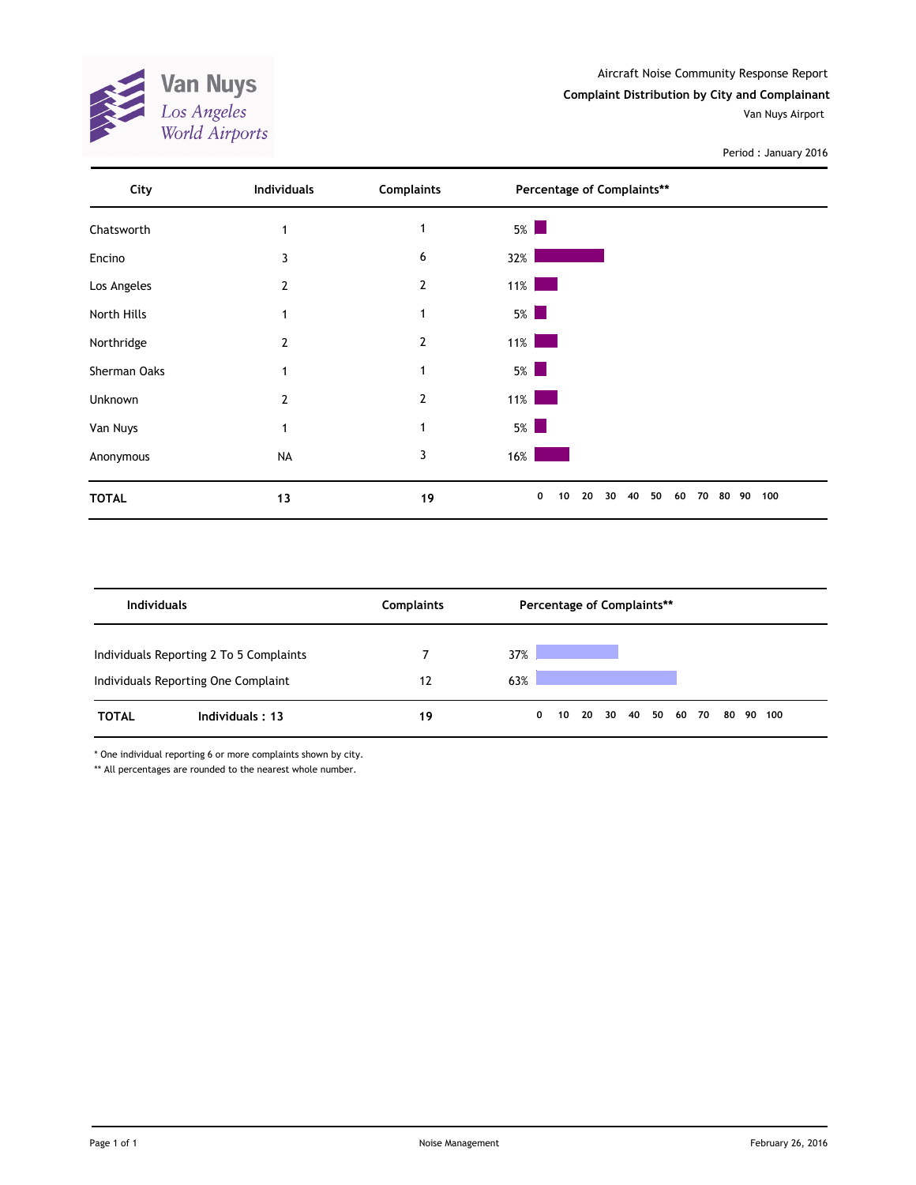Van Nuys
Los Angeles World Airports

Aircraft Noise Community Response Report

**Complaint Distribution by City and Complainant**

Van Nuys Airport

Period : January 2016

| City | Individuals | Complaints | Percentage of Complaints** |
|---|---|---|---|
| Chatsworth | 1 | 1 | 5% |
| Encino | 3 | 6 | 32% |
| Los Angeles | 2 | 2 | 11% |
| North Hills | 1 | 1 | 5% |
| Northridge | 2 | 2 | 11% |
| Sherman Oaks | 1 | 1 | 5% |
| Unknown | 2 | 2 | 11% |
| Van Nuys | 1 | 1 | 5% |
| Anonymous | NA | 3 | 16% |
| **TOTAL** | **13** | **19** | |

0 10 20 30 40 50 60 70 80 90 100

| Individuals | Complaints | Percentage of Complaints** |
|---|---|---|
| Individuals Reporting 2 To 5 Complaints | 7 | 37% |
| Individuals Reporting One Complaint | 12 | 63% |
| **TOTAL** **Individuals : 13** | **19** | |

0 10 20 30 40 50 60 70 80 90 100

* One individual reporting 6 or more complaints shown by city.

** All percentages are rounded to the nearest whole number.

Noise Management

February 26, 2016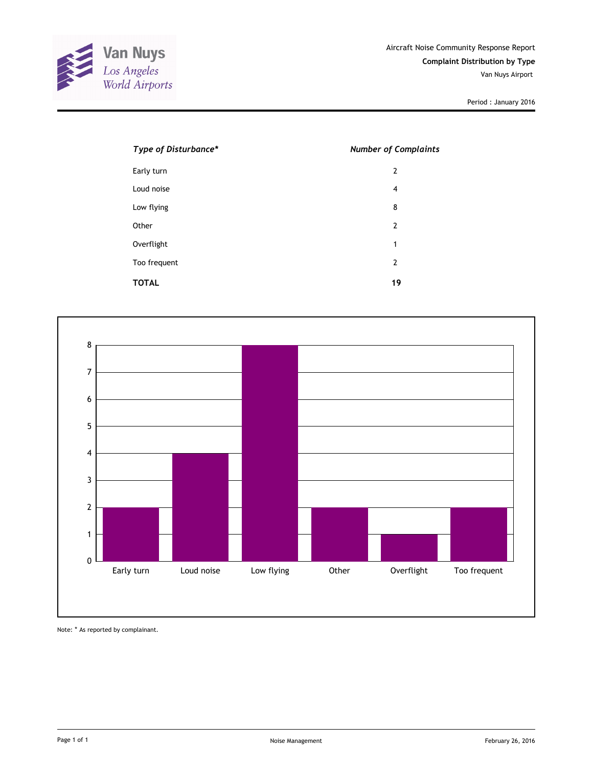Van Nuys
Los Angeles World Airports

Aircraft Noise Community Response Report

**Complaint Distribution by Type**

Van Nuys Airport

Period : January 2016

| *Type of Disturbance** | *Number of Complaints* |
|---|---|
| Early turn | 2 |
| Loud noise | 4 |
| Low flying | 8 |
| Other | 2 |
| Overflight | 1 |
| Too frequent | 2 |
| **TOTAL** | **19** |

8
7
6
5
4
3
2
1
0

Early turn
Loud noise
Low flying
Other
Overflight
Too frequent

Note: * As reported by complainant.

Noise Management

February 26, 2016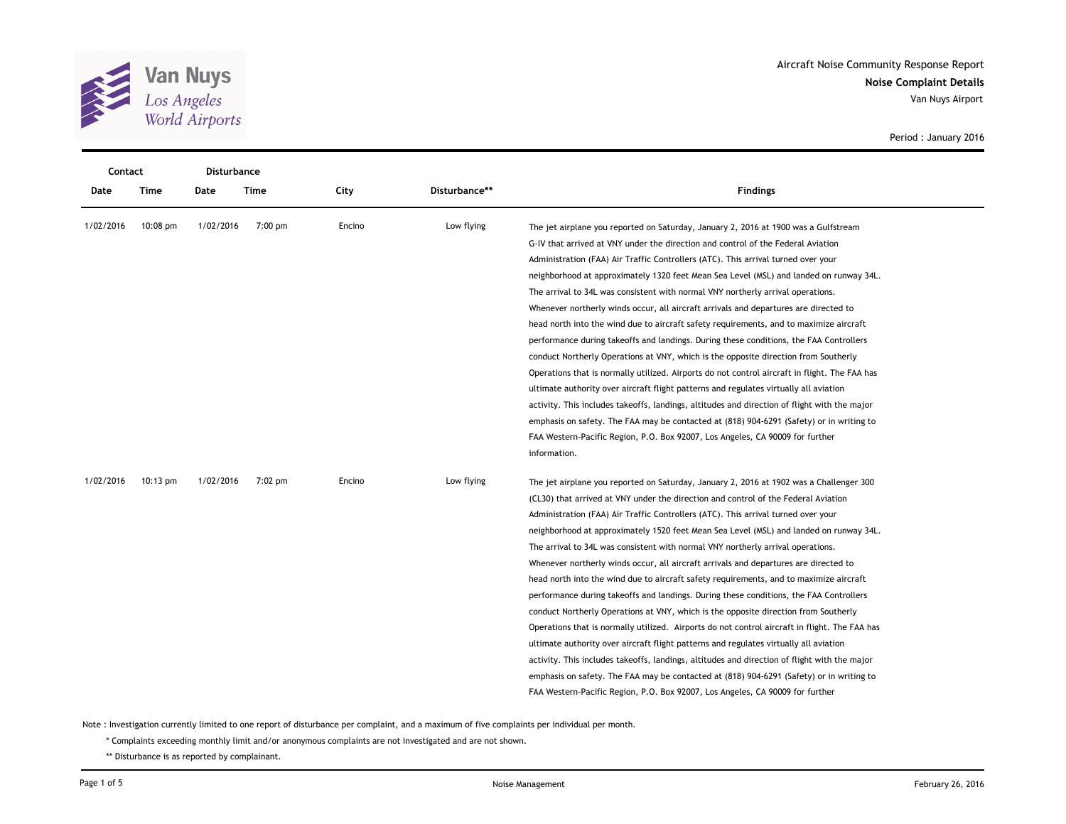Van Nuys
*Los Angeles World Airports*

Aircraft Noise Community Response Report
**Noise Complaint Details**
Van Nuys Airport

Period : January 2016

| Contact Date | Contact Time | Disturbance Date | Disturbance Time | City | Disturbance** | Findings |
|---|---|---|---|---|---|---|
| 1/02/2016 | 10:08 pm | 1/02/2016 | 7:00 pm | Encino | Low flying | The jet airplane you reported on Saturday, January 2, 2016 at 1900 was a Gulfstream G-IV that arrived at VNY under the direction and control of the Federal Aviation Administration (FAA) Air Traffic Controllers (ATC). This arrival turned over your neighborhood at approximately 1320 feet Mean Sea Level (MSL) and landed on runway 34L. The arrival to 34L was consistent with normal VNY northerly arrival operations. Whenever northerly winds occur, all aircraft arrivals and departures are directed to head north into the wind due to aircraft safety requirements, and to maximize aircraft performance during takeoffs and landings. During these conditions, the FAA Controllers conduct Northerly Operations at VNY, which is the opposite direction from Southerly Operations that is normally utilized. Airports do not control aircraft in flight. The FAA has ultimate authority over aircraft flight patterns and regulates virtually all aviation activity. This includes takeoffs, landings, altitudes and direction of flight with the major emphasis on safety. The FAA may be contacted at (818) 904-6291 (Safety) or in writing to FAA Western-Pacific Region, P.O. Box 92007, Los Angeles, CA 90009 for further information. |
| 1/02/2016 | 10:13 pm | 1/02/2016 | 7:02 pm | Encino | Low flying | The jet airplane you reported on Saturday, January 2, 2016 at 1902 was a Challenger 300 (CL30) that arrived at VNY under the direction and control of the Federal Aviation Administration (FAA) Air Traffic Controllers (ATC). This arrival turned over your neighborhood at approximately 1520 feet Mean Sea Level (MSL) and landed on runway 34L. The arrival to 34L was consistent with normal VNY northerly arrival operations. Whenever northerly winds occur, all aircraft arrivals and departures are directed to head north into the wind due to aircraft safety requirements, and to maximize aircraft performance during takeoffs and landings. During these conditions, the FAA Controllers conduct Northerly Operations at VNY, which is the opposite direction from Southerly Operations that is normally utilized. Airports do not control aircraft in flight. The FAA has ultimate authority over aircraft flight patterns and regulates virtually all aviation activity. This includes takeoffs, landings, altitudes and direction of flight with the major emphasis on safety. The FAA may be contacted at (818) 904-6291 (Safety) or in writing to FAA Western-Pacific Region, P.O. Box 92007, Los Angeles, CA 90009 for further |

Note : Investigation currently limited to one report of disturbance per complaint, and a maximum of five complaints per individual per month.

\* Complaints exceeding monthly limit and/or anonymous complaints are not investigated and are not shown.

\*\* Disturbance is as reported by complainant.

Noise Management

February 26, 2016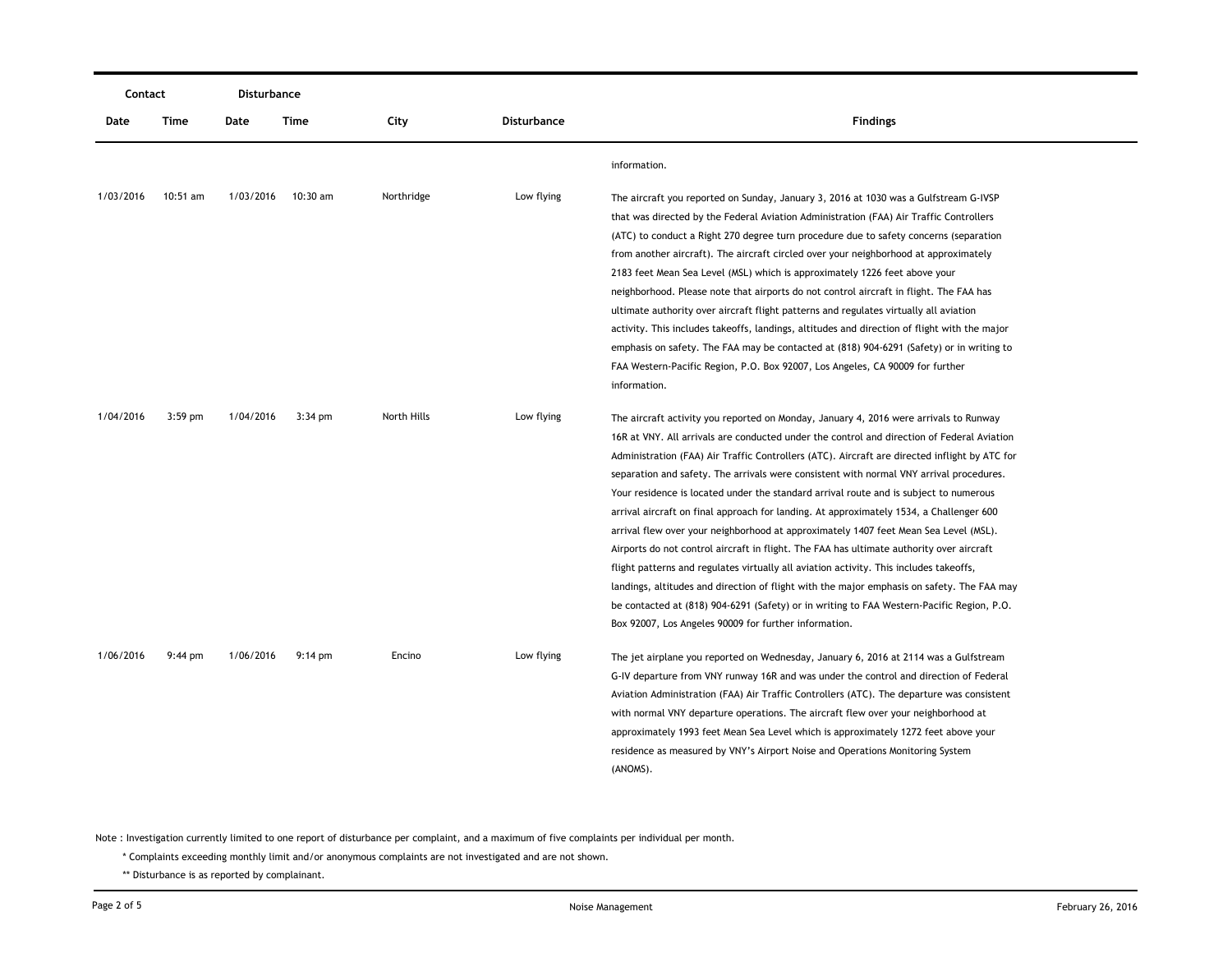| Contact | | Disturbance | | | | |
|---|---|---|---|---|---|---|
| Date | Time | Date | Time | City | Disturbance | Findings |
| | | | | | | information. |
| 1/03/2016 | 10:51 am | 1/03/2016 | 10:30 am | Northridge | Low flying | The aircraft you reported on Sunday, January 3, 2016 at 1030 was a Gulfstream G-IVSP that was directed by the Federal Aviation Administration (FAA) Air Traffic Controllers (ATC) to conduct a Right 270 degree turn procedure due to safety concerns (separation from another aircraft). The aircraft circled over your neighborhood at approximately 2183 feet Mean Sea Level (MSL) which is approximately 1226 feet above your neighborhood. Please note that airports do not control aircraft in flight. The FAA has ultimate authority over aircraft flight patterns and regulates virtually all aviation activity. This includes takeoffs, landings, altitudes and direction of flight with the major emphasis on safety. The FAA may be contacted at (818) 904-6291 (Safety) or in writing to FAA Western-Pacific Region, P.O. Box 92007, Los Angeles, CA 90009 for further information. |
| 1/04/2016 | 3:59 pm | 1/04/2016 | 3:34 pm | North Hills | Low flying | The aircraft activity you reported on Monday, January 4, 2016 were arrivals to Runway 16R at VNY. All arrivals are conducted under the control and direction of Federal Aviation Administration (FAA) Air Traffic Controllers (ATC). Aircraft are directed inflight by ATC for separation and safety. The arrivals were consistent with normal VNY arrival procedures. Your residence is located under the standard arrival route and is subject to numerous arrival aircraft on final approach for landing. At approximately 1534, a Challenger 600 arrival flew over your neighborhood at approximately 1407 feet Mean Sea Level (MSL). Airports do not control aircraft in flight. The FAA has ultimate authority over aircraft flight patterns and regulates virtually all aviation activity. This includes takeoffs, landings, altitudes and direction of flight with the major emphasis on safety. The FAA may be contacted at (818) 904-6291 (Safety) or in writing to FAA Western-Pacific Region, P.O. Box 92007, Los Angeles 90009 for further information. |
| 1/06/2016 | 9:44 pm | 1/06/2016 | 9:14 pm | Encino | Low flying | The jet airplane you reported on Wednesday, January 6, 2016 at 2114 was a Gulfstream G-IV departure from VNY runway 16R and was under the control and direction of Federal Aviation Administration (FAA) Air Traffic Controllers (ATC). The departure was consistent with normal VNY departure operations. The aircraft flew over your neighborhood at approximately 1993 feet Mean Sea Level which is approximately 1272 feet above your residence as measured by VNY's Airport Noise and Operations Monitoring System (ANOMS). |

Note : Investigation currently limited to one report of disturbance per complaint, and a maximum of five complaints per individual per month.

\* Complaints exceeding monthly limit and/or anonymous complaints are not investigated and are not shown.

\*\* Disturbance is as reported by complainant.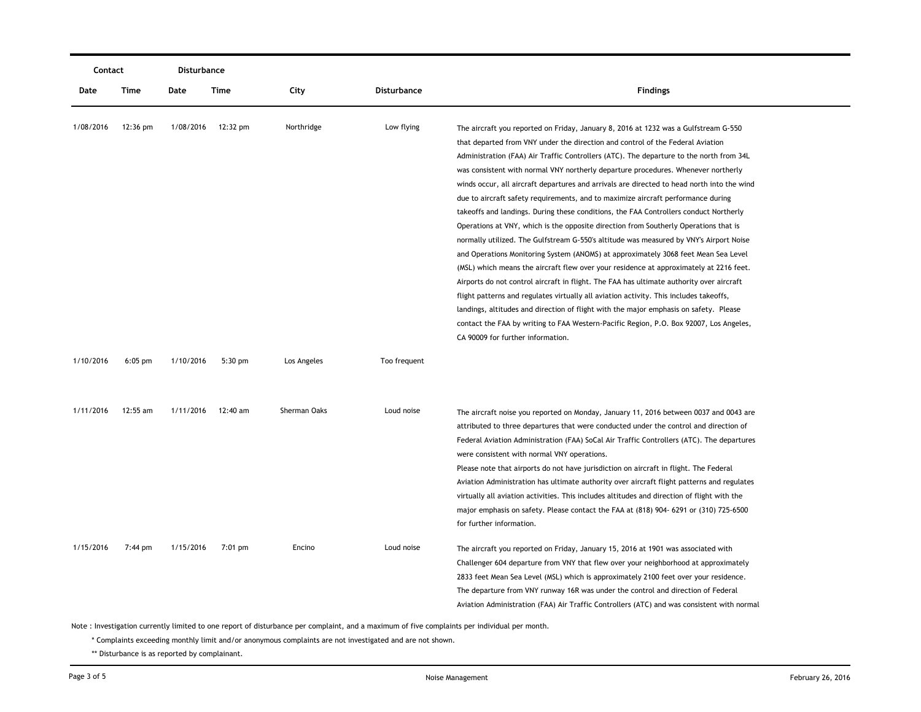| Contact | | Disturbance | | | | |
|---|---|---|---|---|---|---|
| Date | Time | Date | Time | City | Disturbance | Findings |
| 1/08/2016 | 12:36 pm | 1/08/2016 | 12:32 pm | Northridge | Low flying | The aircraft you reported on Friday, January 8, 2016 at 1232 was a Gulfstream G-550 that departed from VNY under the direction and control of the Federal Aviation Administration (FAA) Air Traffic Controllers (ATC). The departure to the north from 34L was consistent with normal VNY northerly departure procedures. Whenever northerly winds occur, all aircraft departures and arrivals are directed to head north into the wind due to aircraft safety requirements, and to maximize aircraft performance during takeoffs and landings. During these conditions, the FAA Controllers conduct Northerly Operations at VNY, which is the opposite direction from Southerly Operations that is normally utilized. The Gulfstream G-550's altitude was measured by VNY's Airport Noise and Operations Monitoring System (ANOMS) at approximately 3068 feet Mean Sea Level (MSL) which means the aircraft flew over your residence at approximately at 2216 feet. Airports do not control aircraft in flight. The FAA has ultimate authority over aircraft flight patterns and regulates virtually all aviation activity. This includes takeoffs, landings, altitudes and direction of flight with the major emphasis on safety. Please contact the FAA by writing to FAA Western-Pacific Region, P.O. Box 92007, Los Angeles, CA 90009 for further information. |
| 1/10/2016 | 6:05 pm | 1/10/2016 | 5:30 pm | Los Angeles | Too frequent | |
| 1/11/2016 | 12:55 am | 1/11/2016 | 12:40 am | Sherman Oaks | Loud noise | The aircraft noise you reported on Monday, January 11, 2016 between 0037 and 0043 are attributed to three departures that were conducted under the control and direction of Federal Aviation Administration (FAA) SoCal Air Traffic Controllers (ATC). The departures were consistent with normal VNY operations. Please note that airports do not have jurisdiction on aircraft in flight. The Federal Aviation Administration has ultimate authority over aircraft flight patterns and regulates virtually all aviation activities. This includes altitudes and direction of flight with the major emphasis on safety. Please contact the FAA at (818) 904- 6291 or (310) 725-6500 for further information. |
| 1/15/2016 | 7:44 pm | 1/15/2016 | 7:01 pm | Encino | Loud noise | The aircraft you reported on Friday, January 15, 2016 at 1901 was associated with Challenger 604 departure from VNY that flew over your neighborhood at approximately 2833 feet Mean Sea Level (MSL) which is approximately 2100 feet over your residence. The departure from VNY runway 16R was under the control and direction of Federal Aviation Administration (FAA) Air Traffic Controllers (ATC) and was consistent with normal |

Note : Investigation currently limited to one report of disturbance per complaint, and a maximum of five complaints per individual per month.

\* Complaints exceeding monthly limit and/or anonymous complaints are not investigated and are not shown.

\*\* Disturbance is as reported by complainant.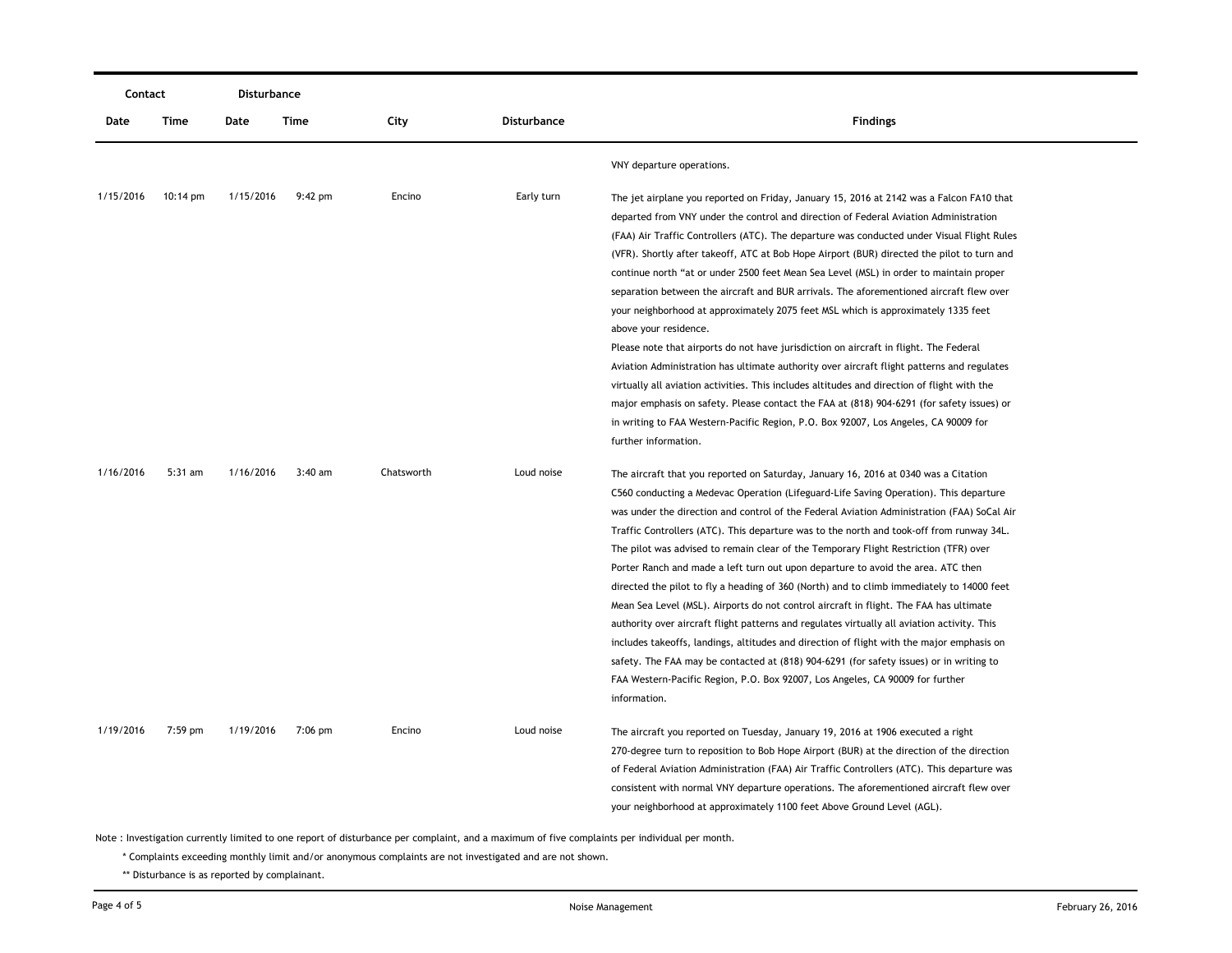| Contact | | Disturbance | | | | |
|---|---|---|---|---|---|---|
| Date | Time | Date | Time | City | Disturbance | Findings |
| | | | | | | VNY departure operations. |
| 1/15/2016 | 10:14 pm | 1/15/2016 | 9:42 pm | Encino | Early turn | The jet airplane you reported on Friday, January 15, 2016 at 2142 was a Falcon FA10 that departed from VNY under the control and direction of Federal Aviation Administration (FAA) Air Traffic Controllers (ATC). The departure was conducted under Visual Flight Rules (VFR). Shortly after takeoff, ATC at Bob Hope Airport (BUR) directed the pilot to turn and continue north "at or under 2500 feet Mean Sea Level (MSL) in order to maintain proper separation between the aircraft and BUR arrivals. The aforementioned aircraft flew over your neighborhood at approximately 2075 feet MSL which is approximately 1335 feet above your residence.<br>Please note that airports do not have jurisdiction on aircraft in flight. The Federal Aviation Administration has ultimate authority over aircraft flight patterns and regulates virtually all aviation activities. This includes altitudes and direction of flight with the major emphasis on safety. Please contact the FAA at (818) 904-6291 (for safety issues) or in writing to FAA Western-Pacific Region, P.O. Box 92007, Los Angeles, CA 90009 for further information. |
| 1/16/2016 | 5:31 am | 1/16/2016 | 3:40 am | Chatsworth | Loud noise | The aircraft that you reported on Saturday, January 16, 2016 at 0340 was a Citation C560 conducting a Medevac Operation (Lifeguard-Life Saving Operation). This departure was under the direction and control of the Federal Aviation Administration (FAA) SoCal Air Traffic Controllers (ATC). This departure was to the north and took-off from runway 34L. The pilot was advised to remain clear of the Temporary Flight Restriction (TFR) over Porter Ranch and made a left turn out upon departure to avoid the area. ATC then directed the pilot to fly a heading of 360 (North) and to climb immediately to 14000 feet Mean Sea Level (MSL). Airports do not control aircraft in flight. The FAA has ultimate authority over aircraft flight patterns and regulates virtually all aviation activity. This includes takeoffs, landings, altitudes and direction of flight with the major emphasis on safety. The FAA may be contacted at (818) 904-6291 (for safety issues) or in writing to FAA Western-Pacific Region, P.O. Box 92007, Los Angeles, CA 90009 for further information. |
| 1/19/2016 | 7:59 pm | 1/19/2016 | 7:06 pm | Encino | Loud noise | The aircraft you reported on Tuesday, January 19, 2016 at 1906 executed a right 270-degree turn to reposition to Bob Hope Airport (BUR) at the direction of the direction of Federal Aviation Administration (FAA) Air Traffic Controllers (ATC). This departure was consistent with normal VNY departure operations. The aforementioned aircraft flew over your neighborhood at approximately 1100 feet Above Ground Level (AGL). |

Note : Investigation currently limited to one report of disturbance per complaint, and a maximum of five complaints per individual per month.

* Complaints exceeding monthly limit and/or anonymous complaints are not investigated and are not shown.

** Disturbance is as reported by complainant.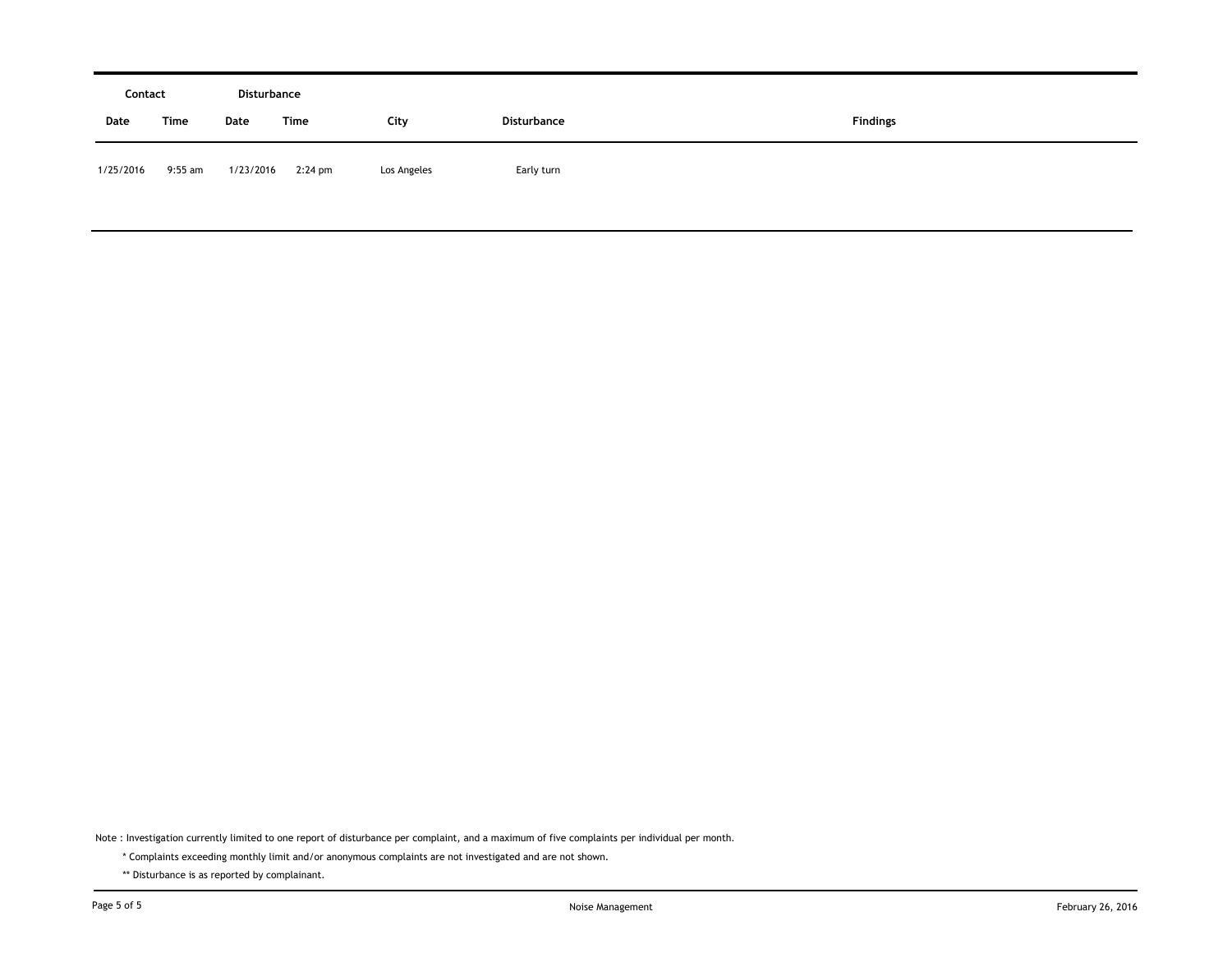| Contact | | Disturbance | | | | |
|---|---|---|---|---|---|---|
| Date | Time | Date | Time | City | Disturbance | Findings |
| 1/25/2016 | 9:55 am | 1/23/2016 | 2:24 pm | Los Angeles | Early turn | |

Note : Investigation currently limited to one report of disturbance per complaint, and a maximum of five complaints per individual per month.

\* Complaints exceeding monthly limit and/or anonymous complaints are not investigated and are not shown.

\*\* Disturbance is as reported by complainant.